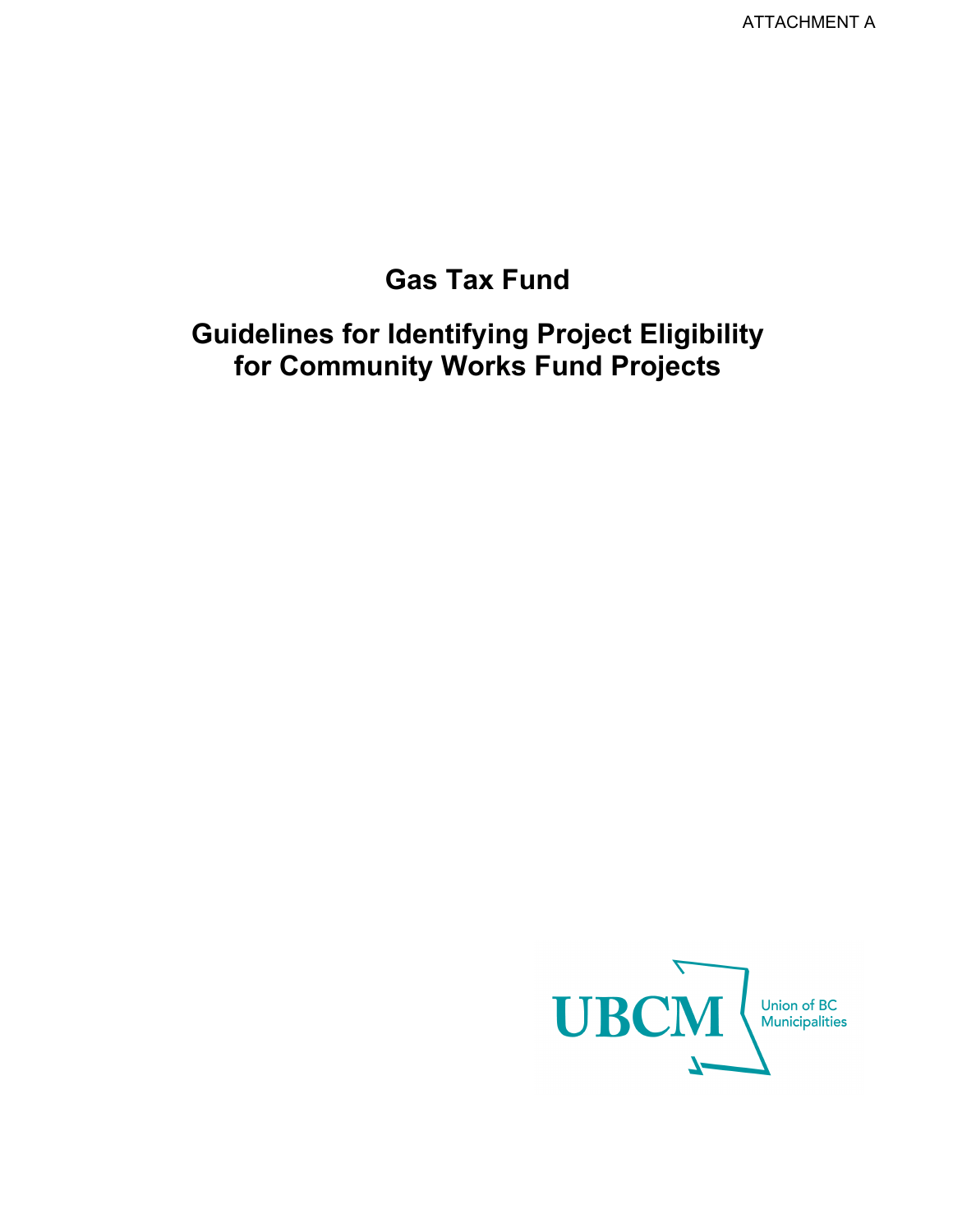ATTACHMENT A

# Gas Tax Fund

# Guidelines for Identifying Project Eligibility for Community Works Fund Projects

UBCM Union of BC Municipalities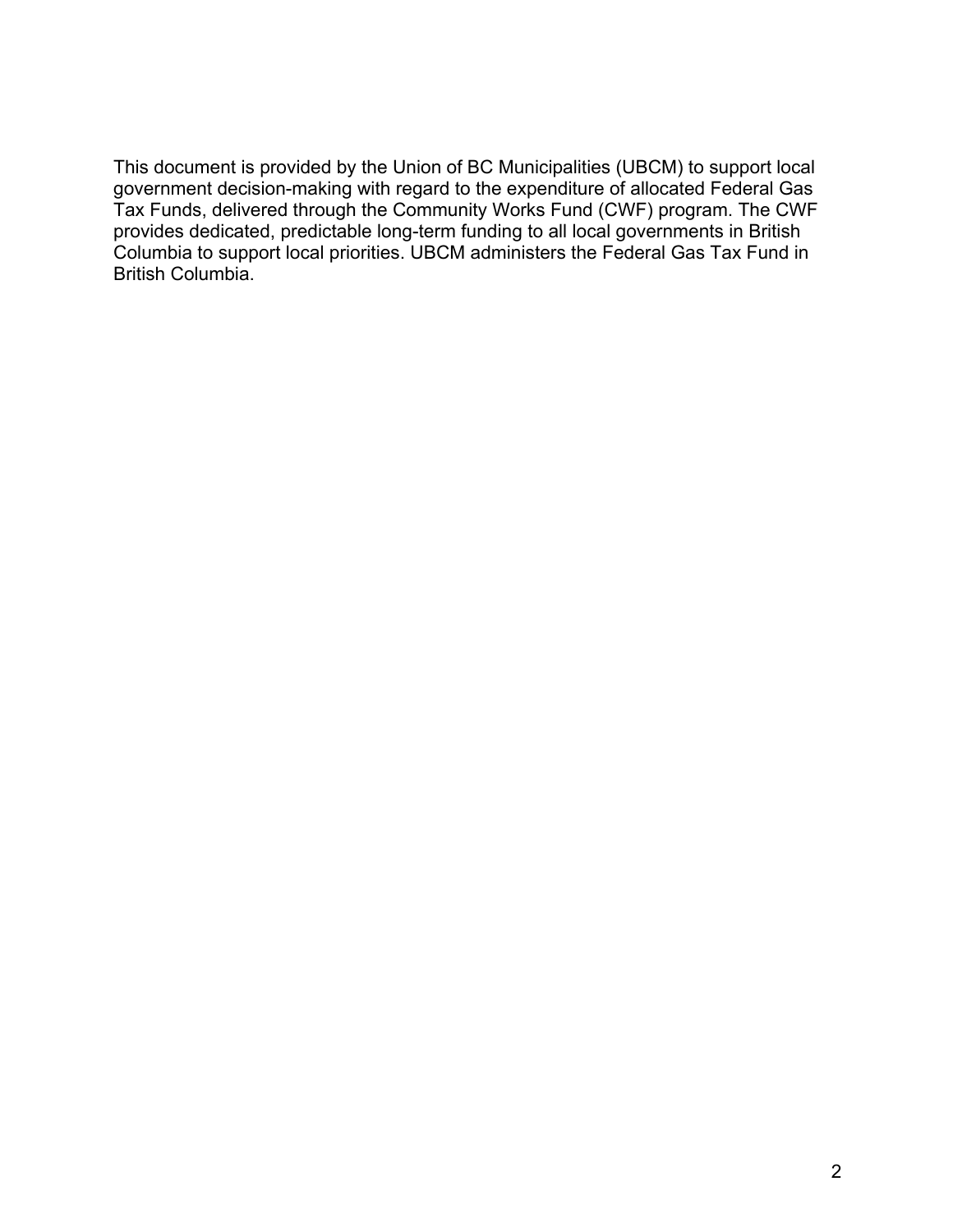This document is provided by the Union of BC Municipalities (UBCM) to support local government decision-making with regard to the expenditure of allocated Federal Gas Tax Funds, delivered through the Community Works Fund (CWF) program. The CWF provides dedicated, predictable long-term funding to all local governments in British Columbia to support local priorities. UBCM administers the Federal Gas Tax Fund in British Columbia.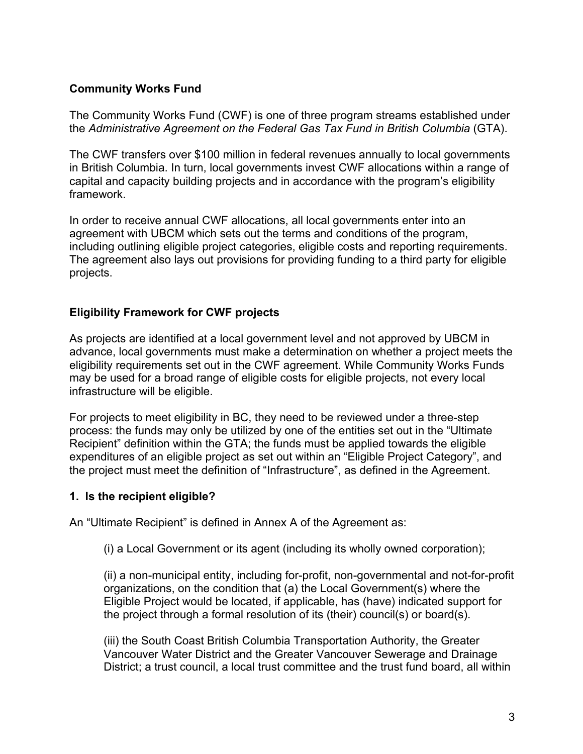**Community Works Fund**

The Community Works Fund (CWF) is one of three program streams established under the *Administrative Agreement on the Federal Gas Tax Fund in British Columbia* (GTA).

The CWF transfers over $100 million in federal revenues annually to local governments in British Columbia. In turn, local governments invest CWF allocations within a range of capital and capacity building projects and in accordance with the program's eligibility framework.

In order to receive annual CWF allocations, all local governments enter into an agreement with UBCM which sets out the terms and conditions of the program, including outlining eligible project categories, eligible costs and reporting requirements. The agreement also lays out provisions for providing funding to a third party for eligible projects.

**Eligibility Framework for CWF projects**

As projects are identified at a local government level and not approved by UBCM in advance, local governments must make a determination on whether a project meets the eligibility requirements set out in the CWF agreement. While Community Works Funds may be used for a broad range of eligible costs for eligible projects, not every local infrastructure will be eligible.

For projects to meet eligibility in BC, they need to be reviewed under a three-step process: the funds may only be utilized by one of the entities set out in the "Ultimate Recipient" definition within the GTA; the funds must be applied towards the eligible expenditures of an eligible project as set out within an "Eligible Project Category", and the project must meet the definition of "Infrastructure", as defined in the Agreement.

**1. Is the recipient eligible?**

An "Ultimate Recipient" is defined in Annex A of the Agreement as:

> (i) a Local Government or its agent (including its wholly owned corporation);
>
> (ii) a non-municipal entity, including for-profit, non-governmental and not-for-profit organizations, on the condition that (a) the Local Government(s) where the Eligible Project would be located, if applicable, has (have) indicated support for the project through a formal resolution of its (their) council(s) or board(s).
>
> (iii) the South Coast British Columbia Transportation Authority, the Greater Vancouver Water District and the Greater Vancouver Sewerage and Drainage District; a trust council, a local trust committee and the trust fund board, all within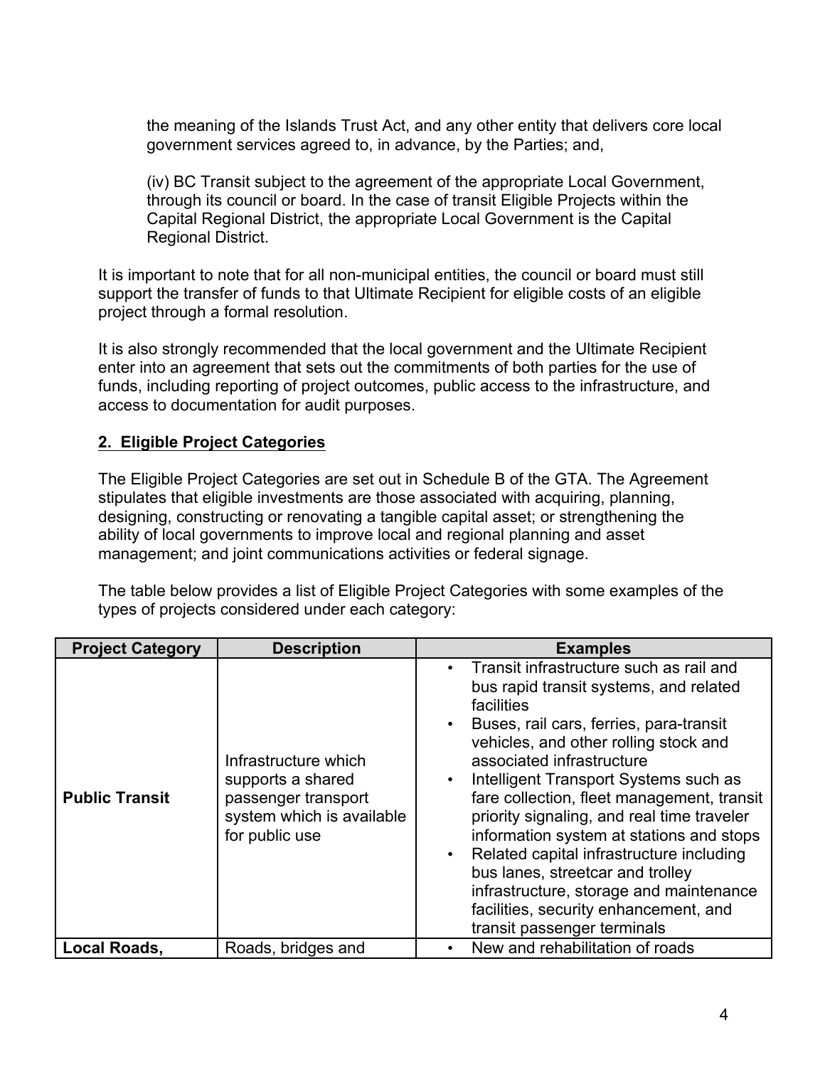the meaning of the Islands Trust Act, and any other entity that delivers core local government services agreed to, in advance, by the Parties; and,

(iv) BC Transit subject to the agreement of the appropriate Local Government, through its council or board. In the case of transit Eligible Projects within the Capital Regional District, the appropriate Local Government is the Capital Regional District.

It is important to note that for all non-municipal entities, the council or board must still support the transfer of funds to that Ultimate Recipient for eligible costs of an eligible project through a formal resolution.

It is also strongly recommended that the local government and the Ultimate Recipient enter into an agreement that sets out the commitments of both parties for the use of funds, including reporting of project outcomes, public access to the infrastructure, and access to documentation for audit purposes.

## 2. Eligible Project Categories

The Eligible Project Categories are set out in Schedule B of the GTA. The Agreement stipulates that eligible investments are those associated with acquiring, planning, designing, constructing or renovating a tangible capital asset; or strengthening the ability of local governments to improve local and regional planning and asset management; and joint communications activities or federal signage.

The table below provides a list of Eligible Project Categories with some examples of the types of projects considered under each category:

| Project Category | Description | Examples |
| --- | --- | --- |
| **Public Transit** | Infrastructure which supports a shared passenger transport system which is available for public use | • Transit infrastructure such as rail and bus rapid transit systems, and related facilities<br>• Buses, rail cars, ferries, para-transit vehicles, and other rolling stock and associated infrastructure<br>• Intelligent Transport Systems such as fare collection, fleet management, transit priority signaling, and real time traveler information system at stations and stops<br>• Related capital infrastructure including bus lanes, streetcar and trolley infrastructure, storage and maintenance facilities, security enhancement, and transit passenger terminals |
| **Local Roads,** | Roads, bridges and | • New and rehabilitation of roads |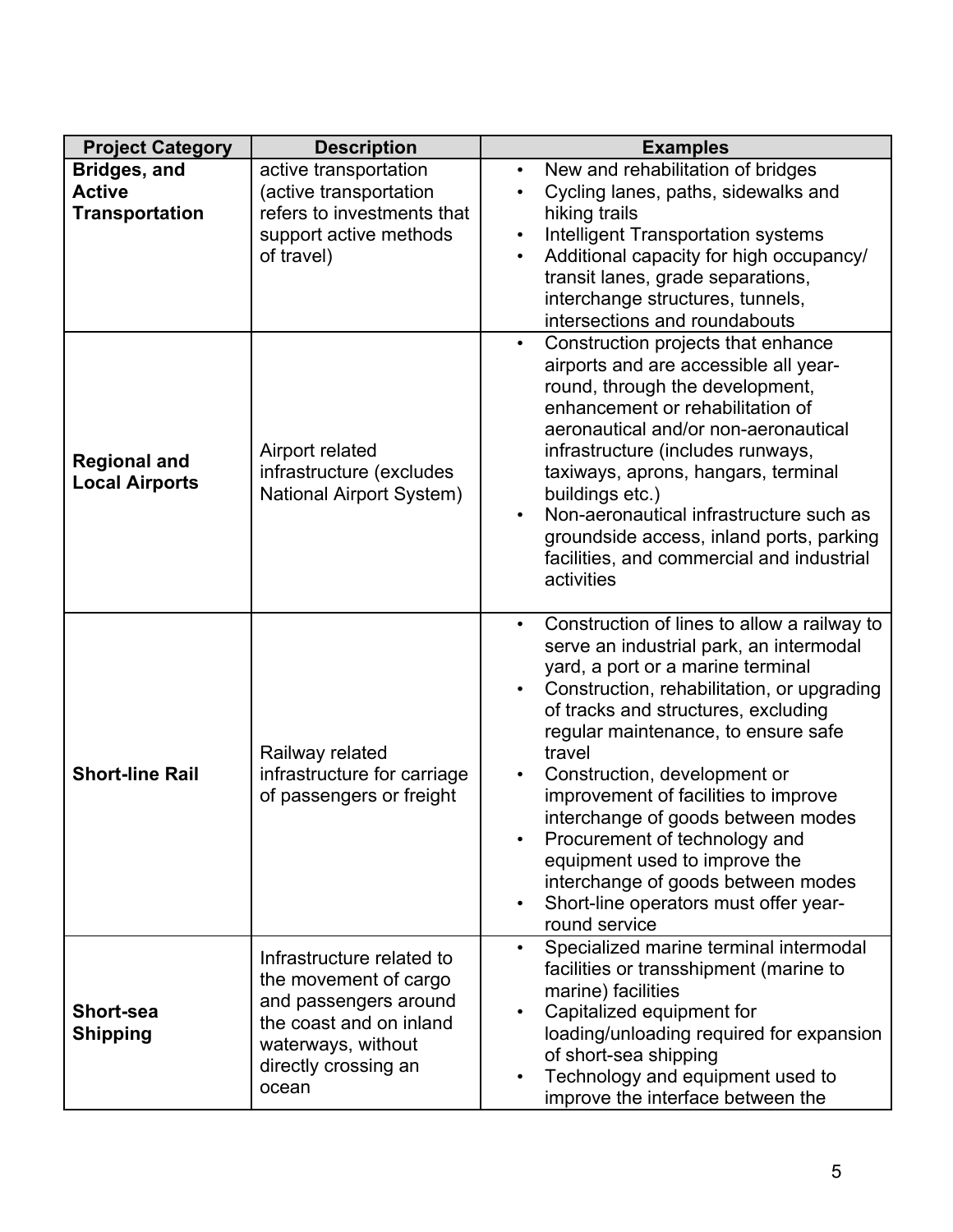| Project Category | Description | Examples |
| --- | --- | --- |
| **Bridges, and Active Transportation** | active transportation (active transportation refers to investments that support active methods of travel) | • New and rehabilitation of bridges<br>• Cycling lanes, paths, sidewalks and hiking trails<br>• Intelligent Transportation systems<br>• Additional capacity for high occupancy/ transit lanes, grade separations, interchange structures, tunnels, intersections and roundabouts |
| **Regional and Local Airports** | Airport related infrastructure (excludes National Airport System) | • Construction projects that enhance airports and are accessible all year-round, through the development, enhancement or rehabilitation of aeronautical and/or non-aeronautical infrastructure (includes runways, taxiways, aprons, hangars, terminal buildings etc.)<br>• Non-aeronautical infrastructure such as groundside access, inland ports, parking facilities, and commercial and industrial activities |
| **Short-line Rail** | Railway related infrastructure for carriage of passengers or freight | • Construction of lines to allow a railway to serve an industrial park, an intermodal yard, a port or a marine terminal<br>• Construction, rehabilitation, or upgrading of tracks and structures, excluding regular maintenance, to ensure safe travel<br>• Construction, development or improvement of facilities to improve interchange of goods between modes<br>• Procurement of technology and equipment used to improve the interchange of goods between modes<br>• Short-line operators must offer year-round service |
| **Short-sea Shipping** | Infrastructure related to the movement of cargo and passengers around the coast and on inland waterways, without directly crossing an ocean | • Specialized marine terminal intermodal facilities or transshipment (marine to marine) facilities<br>• Capitalized equipment for loading/unloading required for expansion of short-sea shipping<br>• Technology and equipment used to improve the interface between the |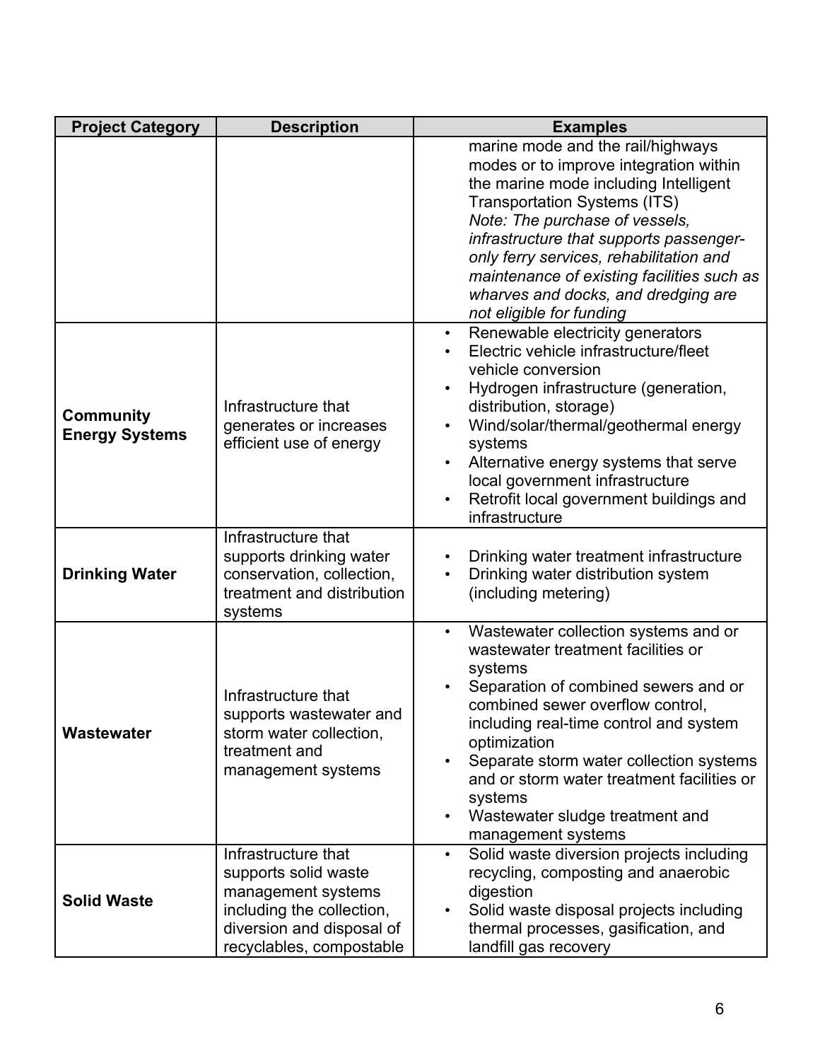| Project Category | Description | Examples |
|---|---|---|
| | | marine mode and the rail/highways modes or to improve integration within the marine mode including Intelligent Transportation Systems (ITS) *Note: The purchase of vessels, infrastructure that supports passenger-only ferry services, rehabilitation and maintenance of existing facilities such as wharves and docks, and dredging are not eligible for funding* |
| **Community Energy Systems** | Infrastructure that generates or increases efficient use of energy | • Renewable electricity generators <br> • Electric vehicle infrastructure/fleet vehicle conversion <br> • Hydrogen infrastructure (generation, distribution, storage) <br> • Wind/solar/thermal/geothermal energy systems <br> • Alternative energy systems that serve local government infrastructure <br> • Retrofit local government buildings and infrastructure |
| **Drinking Water** | Infrastructure that supports drinking water conservation, collection, treatment and distribution systems | • Drinking water treatment infrastructure <br> • Drinking water distribution system (including metering) |
| **Wastewater** | Infrastructure that supports wastewater and storm water collection, treatment and management systems | • Wastewater collection systems and or wastewater treatment facilities or systems <br> • Separation of combined sewers and or combined sewer overflow control, including real-time control and system optimization <br> • Separate storm water collection systems and or storm water treatment facilities or systems <br> • Wastewater sludge treatment and management systems |
| **Solid Waste** | Infrastructure that supports solid waste management systems including the collection, diversion and disposal of recyclables, compostable | • Solid waste diversion projects including recycling, composting and anaerobic digestion <br> • Solid waste disposal projects including thermal processes, gasification, and landfill gas recovery |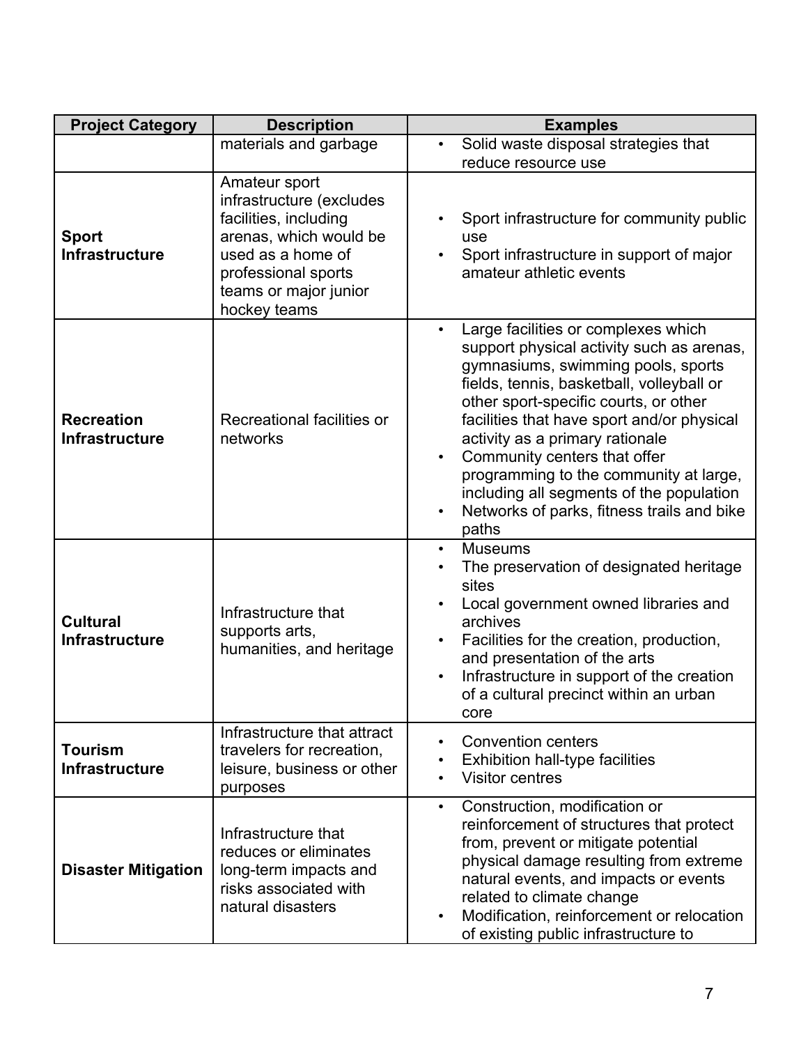| Project Category | Description | Examples |
|---|---|---|
| | materials and garbage | • Solid waste disposal strategies that reduce resource use |
| **Sport Infrastructure** | Amateur sport infrastructure (excludes facilities, including arenas, which would be used as a home of professional sports teams or major junior hockey teams | • Sport infrastructure for community public use<br>• Sport infrastructure in support of major amateur athletic events |
| **Recreation Infrastructure** | Recreational facilities or networks | • Large facilities or complexes which support physical activity such as arenas, gymnasiums, swimming pools, sports fields, tennis, basketball, volleyball or other sport-specific courts, or other facilities that have sport and/or physical activity as a primary rationale<br>• Community centers that offer programming to the community at large, including all segments of the population<br>• Networks of parks, fitness trails and bike paths |
| **Cultural Infrastructure** | Infrastructure that supports arts, humanities, and heritage | • Museums<br>• The preservation of designated heritage sites<br>• Local government owned libraries and archives<br>• Facilities for the creation, production, and presentation of the arts<br>• Infrastructure in support of the creation of a cultural precinct within an urban core |
| **Tourism Infrastructure** | Infrastructure that attract travelers for recreation, leisure, business or other purposes | • Convention centers<br>• Exhibition hall-type facilities<br>• Visitor centres |
| **Disaster Mitigation** | Infrastructure that reduces or eliminates long-term impacts and risks associated with natural disasters | • Construction, modification or reinforcement of structures that protect from, prevent or mitigate potential physical damage resulting from extreme natural events, and impacts or events related to climate change<br>• Modification, reinforcement or relocation of existing public infrastructure to |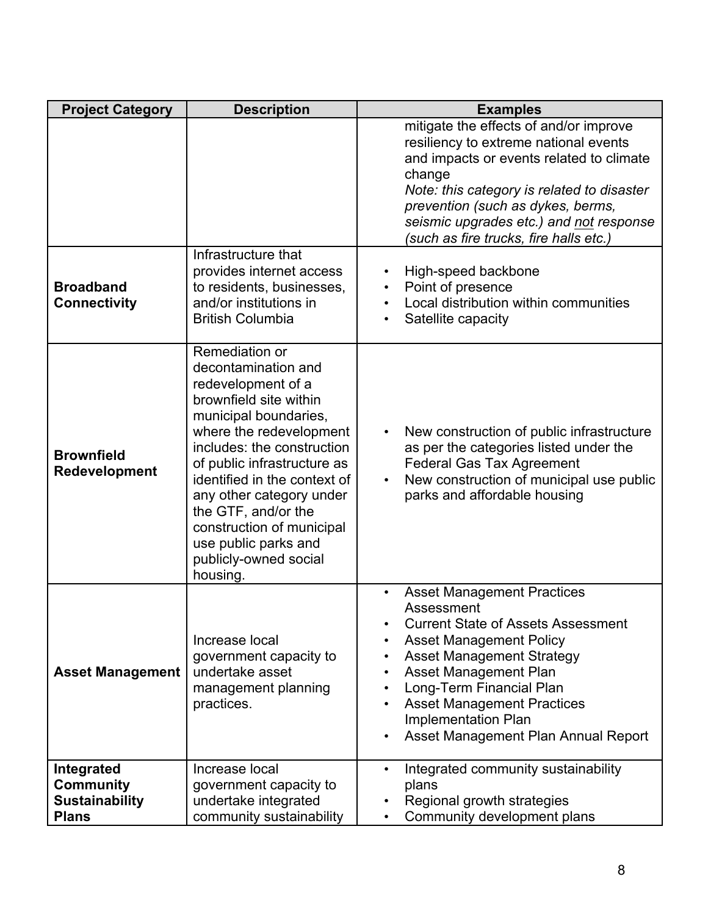| Project Category | Description | Examples |
|---|---|---|
| | | mitigate the effects of and/or improve resiliency to extreme national events and impacts or events related to climate change<br>*Note: this category is related to disaster prevention (such as dykes, berms, seismic upgrades etc.) and not response (such as fire trucks, fire halls etc.)* |
| **Broadband Connectivity** | Infrastructure that provides internet access to residents, businesses, and/or institutions in British Columbia | • High-speed backbone<br>• Point of presence<br>• Local distribution within communities<br>• Satellite capacity |
| **Brownfield Redevelopment** | Remediation or decontamination and redevelopment of a brownfield site within municipal boundaries, where the redevelopment includes: the construction of public infrastructure as identified in the context of any other category under the GTF, and/or the construction of municipal use public parks and publicly-owned social housing. | • New construction of public infrastructure as per the categories listed under the Federal Gas Tax Agreement<br>• New construction of municipal use public parks and affordable housing |
| **Asset Management** | Increase local government capacity to undertake asset management planning practices. | • Asset Management Practices Assessment<br>• Current State of Assets Assessment<br>• Asset Management Policy<br>• Asset Management Strategy<br>• Asset Management Plan<br>• Long-Term Financial Plan<br>• Asset Management Practices Implementation Plan<br>• Asset Management Plan Annual Report |
| **Integrated Community Sustainability Plans** | Increase local government capacity to undertake integrated community sustainability | • Integrated community sustainability plans<br>• Regional growth strategies<br>• Community development plans |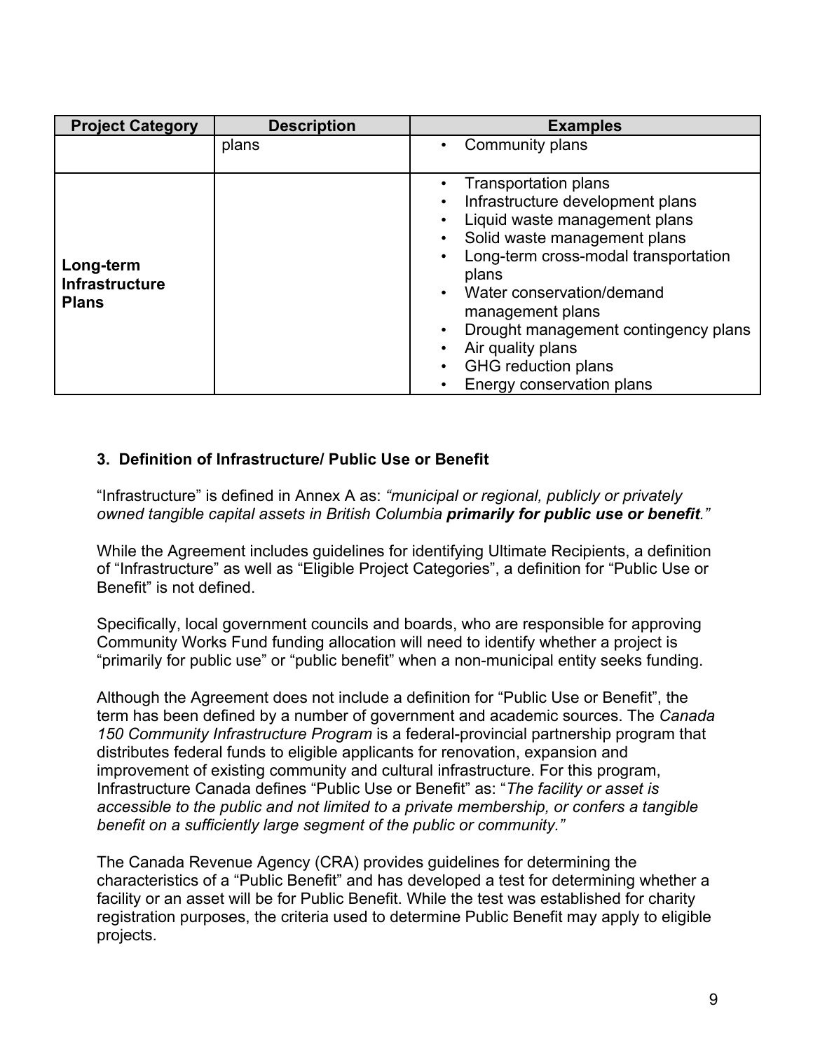| Project Category | Description | Examples |
|---|---|---|
| | plans | • Community plans |
| **Long-term Infrastructure Plans** | | • Transportation plans<br>• Infrastructure development plans<br>• Liquid waste management plans<br>• Solid waste management plans<br>• Long-term cross-modal transportation plans<br>• Water conservation/demand management plans<br>• Drought management contingency plans<br>• Air quality plans<br>• GHG reduction plans<br>• Energy conservation plans |

### 3. Definition of Infrastructure/ Public Use or Benefit

"Infrastructure" is defined in Annex A as: *"municipal or regional, publicly or privately owned tangible capital assets in British Columbia **primarily for public use or benefit**."*

While the Agreement includes guidelines for identifying Ultimate Recipients, a definition of "Infrastructure" as well as "Eligible Project Categories", a definition for "Public Use or Benefit" is not defined.

Specifically, local government councils and boards, who are responsible for approving Community Works Fund funding allocation will need to identify whether a project is "primarily for public use" or "public benefit" when a non-municipal entity seeks funding.

Although the Agreement does not include a definition for "Public Use or Benefit", the term has been defined by a number of government and academic sources. The *Canada 150 Community Infrastructure Program* is a federal-provincial partnership program that distributes federal funds to eligible applicants for renovation, expansion and improvement of existing community and cultural infrastructure. For this program, Infrastructure Canada defines "Public Use or Benefit" as: "*The facility or asset is accessible to the public and not limited to a private membership, or confers a tangible benefit on a sufficiently large segment of the public or community."*

The Canada Revenue Agency (CRA) provides guidelines for determining the characteristics of a "Public Benefit" and has developed a test for determining whether a facility or an asset will be for Public Benefit. While the test was established for charity registration purposes, the criteria used to determine Public Benefit may apply to eligible projects.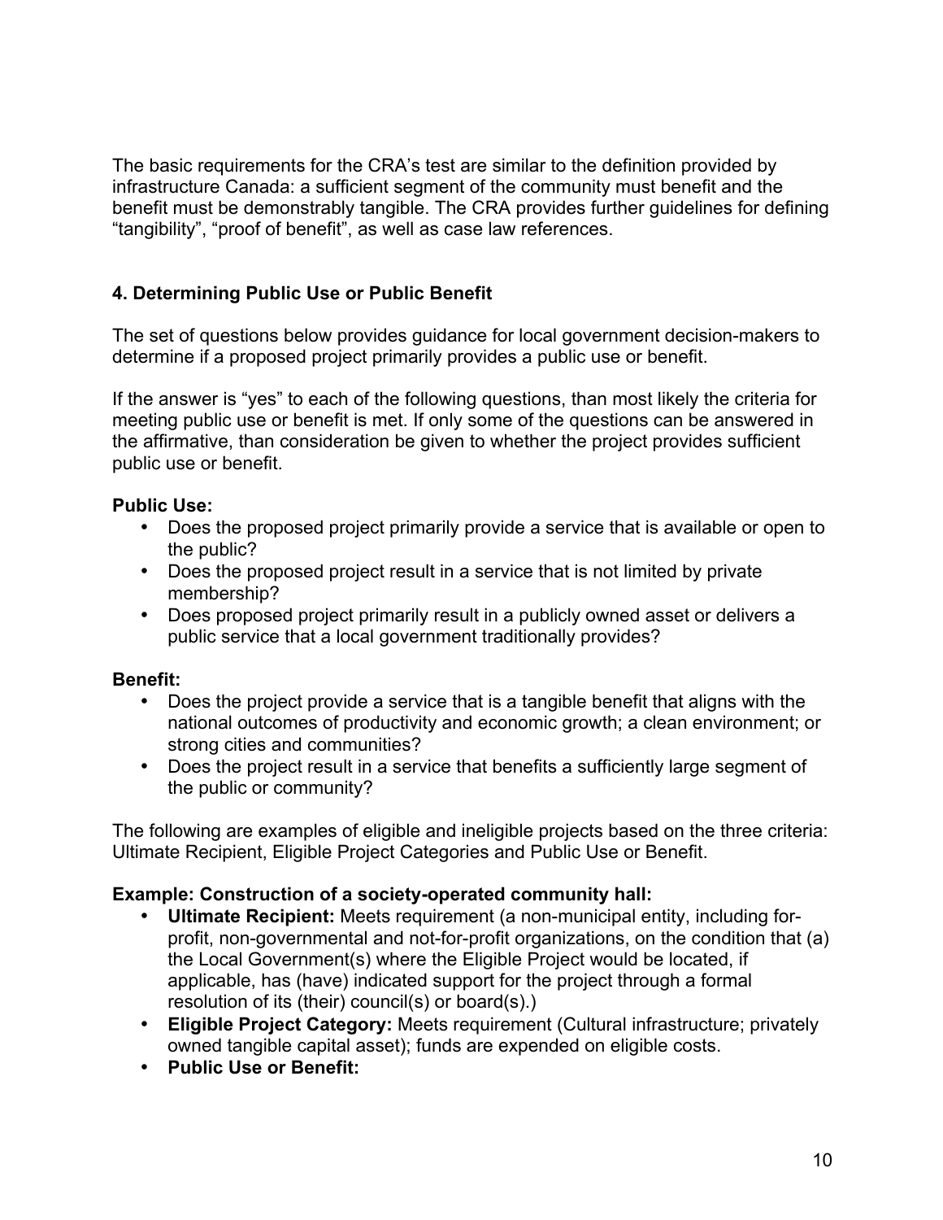The basic requirements for the CRA's test are similar to the definition provided by infrastructure Canada: a sufficient segment of the community must benefit and the benefit must be demonstrably tangible. The CRA provides further guidelines for defining "tangibility", "proof of benefit", as well as case law references.

## 4. Determining Public Use or Public Benefit

The set of questions below provides guidance for local government decision-makers to determine if a proposed project primarily provides a public use or benefit.

If the answer is "yes" to each of the following questions, than most likely the criteria for meeting public use or benefit is met. If only some of the questions can be answered in the affirmative, than consideration be given to whether the project provides sufficient public use or benefit.

**Public Use:**

- Does the proposed project primarily provide a service that is available or open to the public?
- Does the proposed project result in a service that is not limited by private membership?
- Does proposed project primarily result in a publicly owned asset or delivers a public service that a local government traditionally provides?

**Benefit:**

- Does the project provide a service that is a tangible benefit that aligns with the national outcomes of productivity and economic growth; a clean environment; or strong cities and communities?
- Does the project result in a service that benefits a sufficiently large segment of the public or community?

The following are examples of eligible and ineligible projects based on the three criteria: Ultimate Recipient, Eligible Project Categories and Public Use or Benefit.

**Example: Construction of a society-operated community hall:**

- **Ultimate Recipient:** Meets requirement (a non-municipal entity, including for-profit, non-governmental and not-for-profit organizations, on the condition that (a) the Local Government(s) where the Eligible Project would be located, if applicable, has (have) indicated support for the project through a formal resolution of its (their) council(s) or board(s).)
- **Eligible Project Category:** Meets requirement (Cultural infrastructure; privately owned tangible capital asset); funds are expended on eligible costs.
- **Public Use or Benefit:**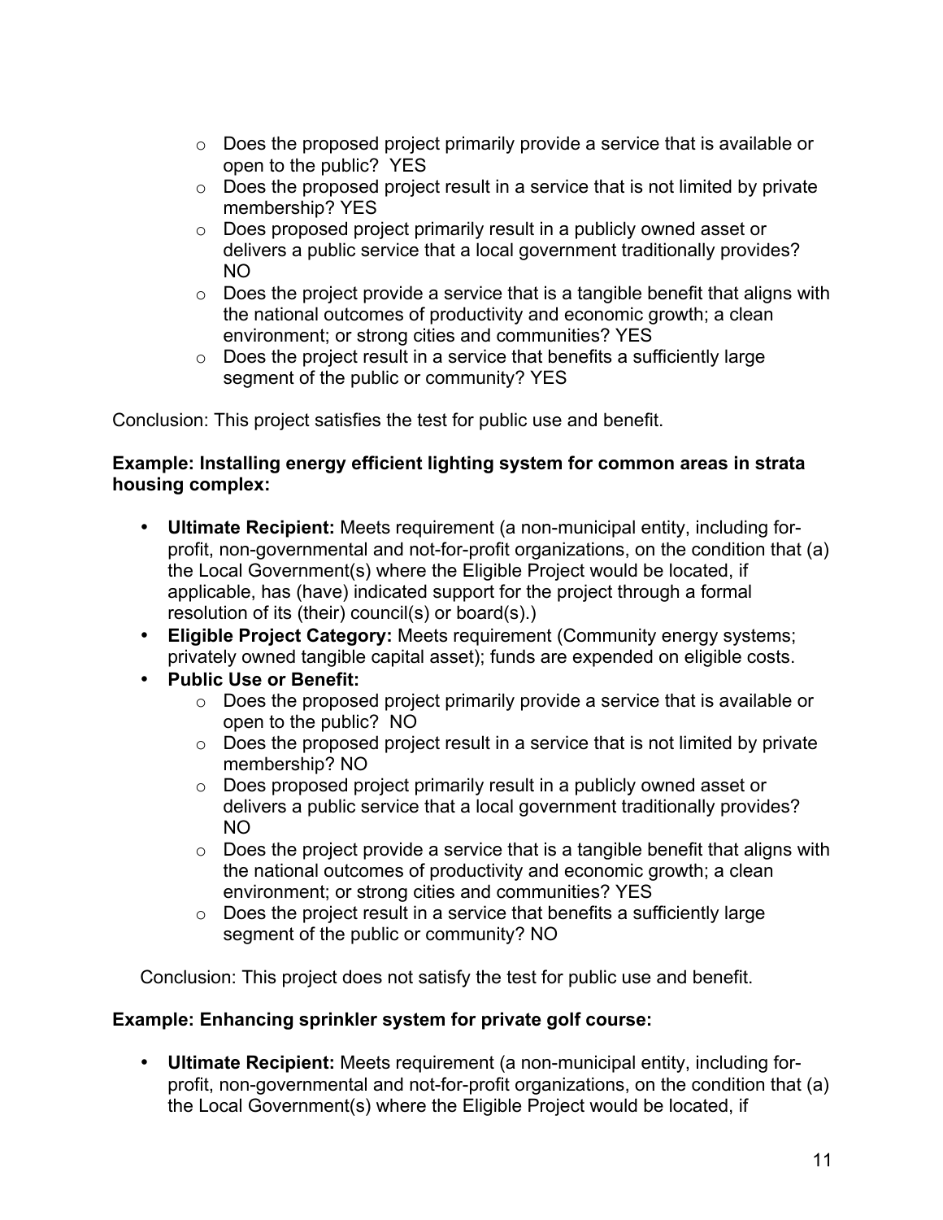- Does the proposed project primarily provide a service that is available or open to the public? YES
    - Does the proposed project result in a service that is not limited by private membership? YES
    - Does proposed project primarily result in a publicly owned asset or delivers a public service that a local government traditionally provides? NO
    - Does the project provide a service that is a tangible benefit that aligns with the national outcomes of productivity and economic growth; a clean environment; or strong cities and communities? YES
    - Does the project result in a service that benefits a sufficiently large segment of the public or community? YES

Conclusion: This project satisfies the test for public use and benefit.

**Example: Installing energy efficient lighting system for common areas in strata housing complex:**

- **Ultimate Recipient:** Meets requirement (a non-municipal entity, including for-profit, non-governmental and not-for-profit organizations, on the condition that (a) the Local Government(s) where the Eligible Project would be located, if applicable, has (have) indicated support for the project through a formal resolution of its (their) council(s) or board(s).)
- **Eligible Project Category:** Meets requirement (Community energy systems; privately owned tangible capital asset); funds are expended on eligible costs.
- **Public Use or Benefit:**
    - Does the proposed project primarily provide a service that is available or open to the public? NO
    - Does the proposed project result in a service that is not limited by private membership? NO
    - Does proposed project primarily result in a publicly owned asset or delivers a public service that a local government traditionally provides? NO
    - Does the project provide a service that is a tangible benefit that aligns with the national outcomes of productivity and economic growth; a clean environment; or strong cities and communities? YES
    - Does the project result in a service that benefits a sufficiently large segment of the public or community? NO

Conclusion: This project does not satisfy the test for public use and benefit.

**Example: Enhancing sprinkler system for private golf course:**

- **Ultimate Recipient:** Meets requirement (a non-municipal entity, including for-profit, non-governmental and not-for-profit organizations, on the condition that (a) the Local Government(s) where the Eligible Project would be located, if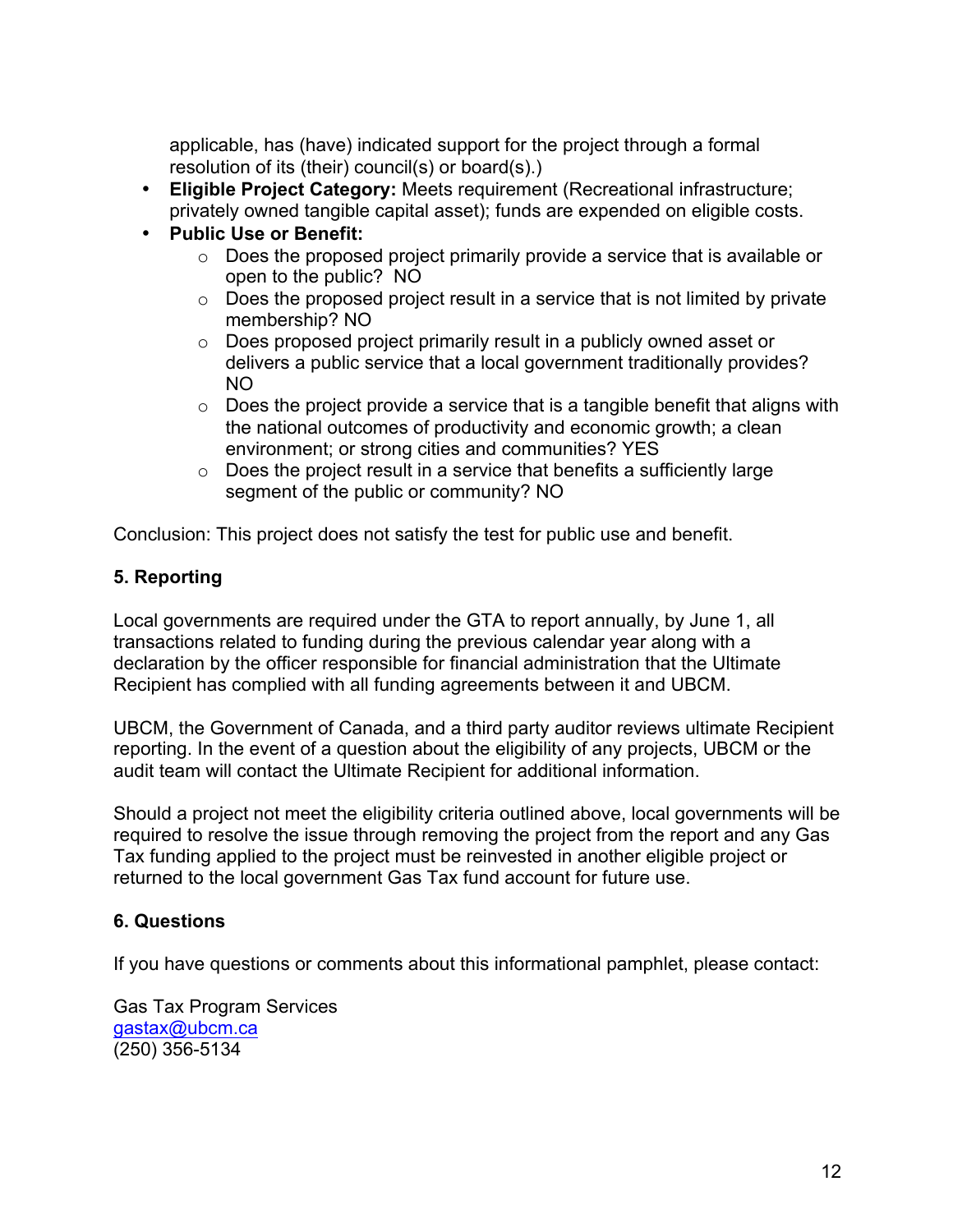applicable, has (have) indicated support for the project through a formal resolution of its (their) council(s) or board(s).)

- **Eligible Project Category:** Meets requirement (Recreational infrastructure; privately owned tangible capital asset); funds are expended on eligible costs.
- **Public Use or Benefit:**
  - Does the proposed project primarily provide a service that is available or open to the public? NO
  - Does the proposed project result in a service that is not limited by private membership? NO
  - Does proposed project primarily result in a publicly owned asset or delivers a public service that a local government traditionally provides? NO
  - Does the project provide a service that is a tangible benefit that aligns with the national outcomes of productivity and economic growth; a clean environment; or strong cities and communities? YES
  - Does the project result in a service that benefits a sufficiently large segment of the public or community? NO

Conclusion: This project does not satisfy the test for public use and benefit.

## 5. Reporting

Local governments are required under the GTA to report annually, by June 1, all transactions related to funding during the previous calendar year along with a declaration by the officer responsible for financial administration that the Ultimate Recipient has complied with all funding agreements between it and UBCM.

UBCM, the Government of Canada, and a third party auditor reviews ultimate Recipient reporting. In the event of a question about the eligibility of any projects, UBCM or the audit team will contact the Ultimate Recipient for additional information.

Should a project not meet the eligibility criteria outlined above, local governments will be required to resolve the issue through removing the project from the report and any Gas Tax funding applied to the project must be reinvested in another eligible project or returned to the local government Gas Tax fund account for future use.

## 6. Questions

If you have questions or comments about this informational pamphlet, please contact:

Gas Tax Program Services
gastax@ubcm.ca
(250) 356-5134